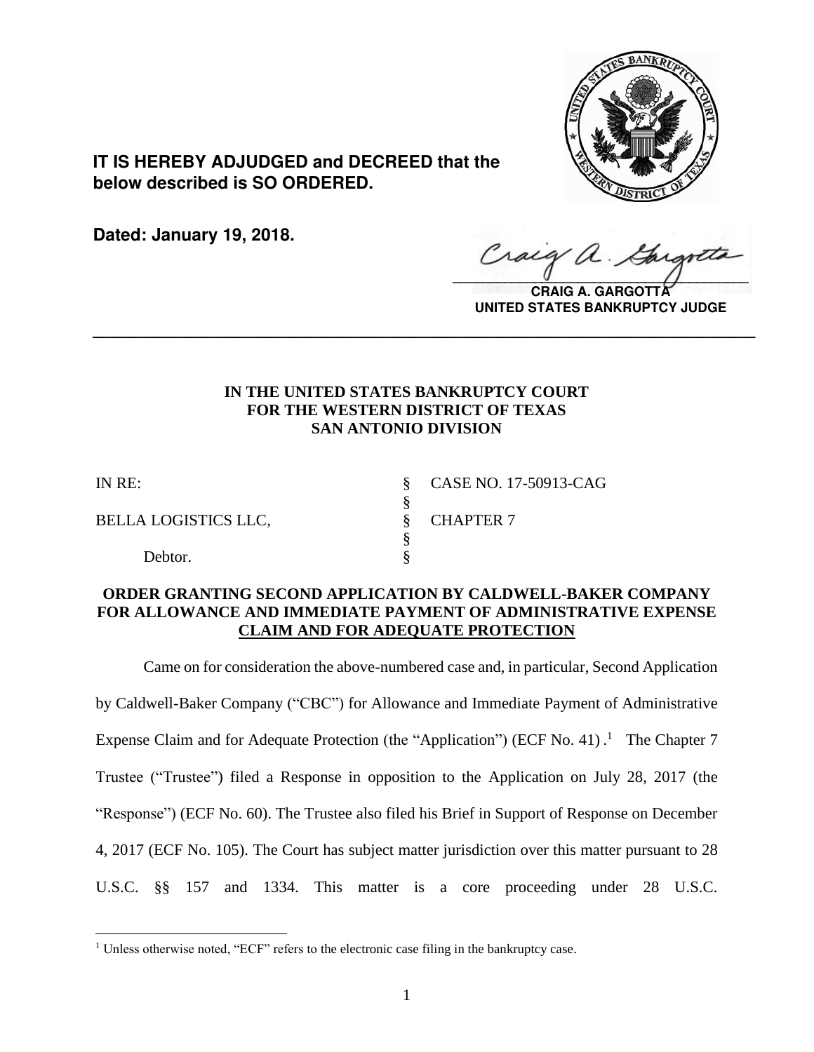**IT IS HEREBY ADJUDGED and DECREED that the below described is SO ORDERED.**

**Dated: January 19, 2018.**

**CRAIG A. GARGOTTA**
**UNITED STATES BANKRUPTCY JUDGE**

---

**IN THE UNITED STATES BANKRUPTCY COURT**
**FOR THE WESTERN DISTRICT OF TEXAS**
**SAN ANTONIO DIVISION**

| | | |
|---|---|---|
| IN RE: | § | CASE NO. 17-50913-CAG |
| | § | |
| BELLA LOGISTICS LLC, | § | CHAPTER 7 |
| | § | |
| Debtor. | § | |

**ORDER GRANTING SECOND APPLICATION BY CALDWELL-BAKER COMPANY FOR ALLOWANCE AND IMMEDIATE PAYMENT OF ADMINISTRATIVE EXPENSE CLAIM AND FOR ADEQUATE PROTECTION**

Came on for consideration the above-numbered case and, in particular, Second Application by Caldwell-Baker Company ("CBC") for Allowance and Immediate Payment of Administrative Expense Claim and for Adequate Protection (the "Application") (ECF No. 41).[1] The Chapter 7 Trustee ("Trustee") filed a Response in opposition to the Application on July 28, 2017 (the "Response") (ECF No. 60). The Trustee also filed his Brief in Support of Response on December 4, 2017 (ECF No. 105). The Court has subject matter jurisdiction over this matter pursuant to 28 U.S.C. §§ 157 and 1334. This matter is a core proceeding under 28 U.S.C.

[1] Unless otherwise noted, "ECF" refers to the electronic case filing in the bankruptcy case.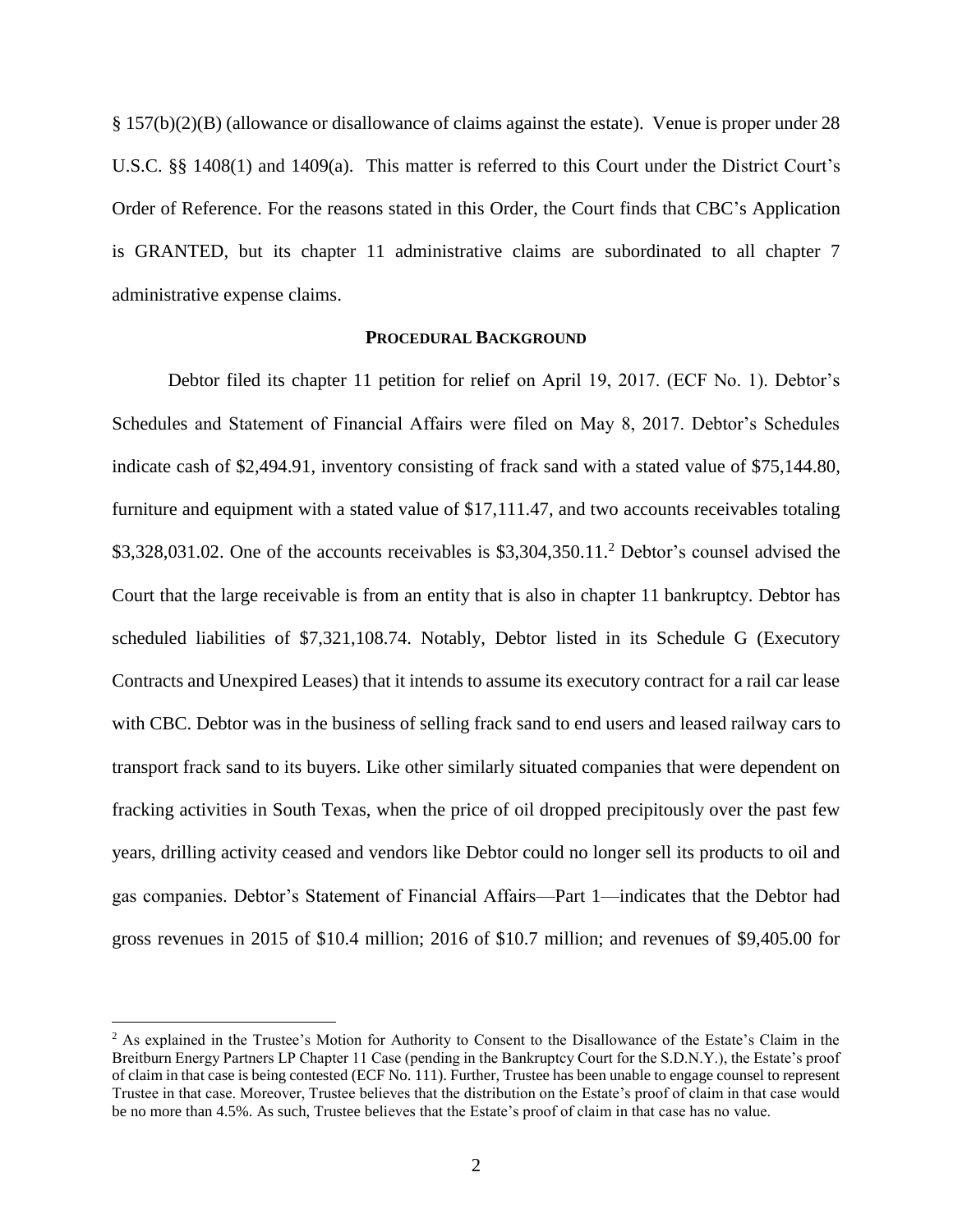§ 157(b)(2)(B) (allowance or disallowance of claims against the estate). Venue is proper under 28 U.S.C. §§ 1408(1) and 1409(a). This matter is referred to this Court under the District Court's Order of Reference. For the reasons stated in this Order, the Court finds that CBC's Application is GRANTED, but its chapter 11 administrative claims are subordinated to all chapter 7 administrative expense claims.

## PROCEDURAL BACKGROUND

Debtor filed its chapter 11 petition for relief on April 19, 2017. (ECF No. 1). Debtor's Schedules and Statement of Financial Affairs were filed on May 8, 2017. Debtor's Schedules indicate cash of $2,494.91, inventory consisting of frack sand with a stated value of $75,144.80, furniture and equipment with a stated value of $17,111.47, and two accounts receivables totaling $3,328,031.02. One of the accounts receivables is $3,304,350.11.[2] Debtor's counsel advised the Court that the large receivable is from an entity that is also in chapter 11 bankruptcy. Debtor has scheduled liabilities of $7,321,108.74. Notably, Debtor listed in its Schedule G (Executory Contracts and Unexpired Leases) that it intends to assume its executory contract for a rail car lease with CBC. Debtor was in the business of selling frack sand to end users and leased railway cars to transport frack sand to its buyers. Like other similarly situated companies that were dependent on fracking activities in South Texas, when the price of oil dropped precipitously over the past few years, drilling activity ceased and vendors like Debtor could no longer sell its products to oil and gas companies. Debtor's Statement of Financial Affairs—Part 1—indicates that the Debtor had gross revenues in 2015 of $10.4 million; 2016 of $10.7 million; and revenues of $9,405.00 for

[2] As explained in the Trustee's Motion for Authority to Consent to the Disallowance of the Estate's Claim in the Breitburn Energy Partners LP Chapter 11 Case (pending in the Bankruptcy Court for the S.D.N.Y.), the Estate's proof of claim in that case is being contested (ECF No. 111). Further, Trustee has been unable to engage counsel to represent Trustee in that case. Moreover, Trustee believes that the distribution on the Estate's proof of claim in that case would be no more than 4.5%. As such, Trustee believes that the Estate's proof of claim in that case has no value.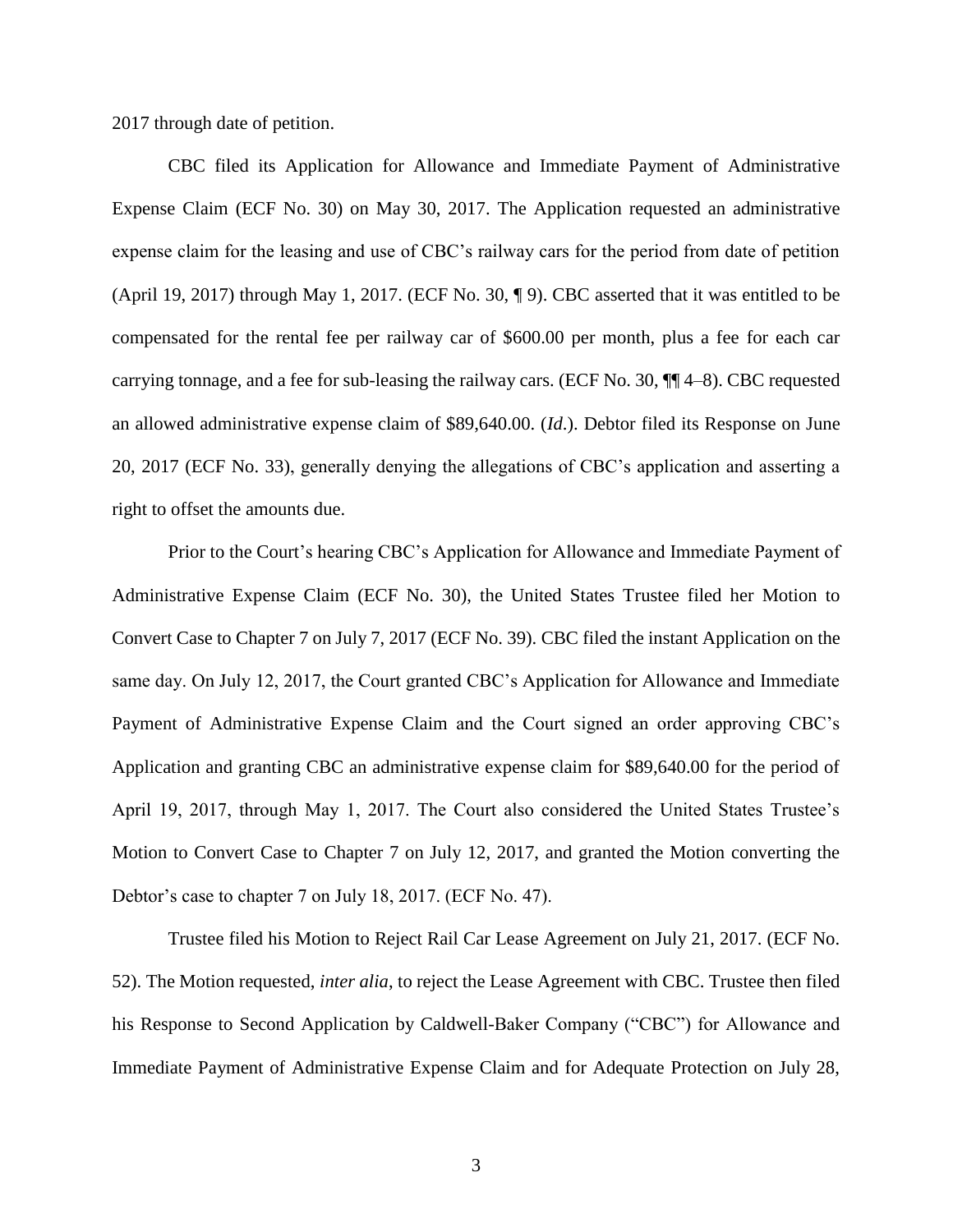2017 through date of petition.

CBC filed its Application for Allowance and Immediate Payment of Administrative Expense Claim (ECF No. 30) on May 30, 2017. The Application requested an administrative expense claim for the leasing and use of CBC's railway cars for the period from date of petition (April 19, 2017) through May 1, 2017. (ECF No. 30, ¶ 9). CBC asserted that it was entitled to be compensated for the rental fee per railway car of $600.00 per month, plus a fee for each car carrying tonnage, and a fee for sub-leasing the railway cars. (ECF No. 30, ¶¶ 4–8). CBC requested an allowed administrative expense claim of $89,640.00. (*Id*.). Debtor filed its Response on June 20, 2017 (ECF No. 33), generally denying the allegations of CBC's application and asserting a right to offset the amounts due.

Prior to the Court's hearing CBC's Application for Allowance and Immediate Payment of Administrative Expense Claim (ECF No. 30), the United States Trustee filed her Motion to Convert Case to Chapter 7 on July 7, 2017 (ECF No. 39). CBC filed the instant Application on the same day. On July 12, 2017, the Court granted CBC's Application for Allowance and Immediate Payment of Administrative Expense Claim and the Court signed an order approving CBC's Application and granting CBC an administrative expense claim for $89,640.00 for the period of April 19, 2017, through May 1, 2017. The Court also considered the United States Trustee's Motion to Convert Case to Chapter 7 on July 12, 2017, and granted the Motion converting the Debtor's case to chapter 7 on July 18, 2017. (ECF No. 47).

Trustee filed his Motion to Reject Rail Car Lease Agreement on July 21, 2017. (ECF No. 52). The Motion requested, *inter alia*, to reject the Lease Agreement with CBC. Trustee then filed his Response to Second Application by Caldwell-Baker Company ("CBC") for Allowance and Immediate Payment of Administrative Expense Claim and for Adequate Protection on July 28,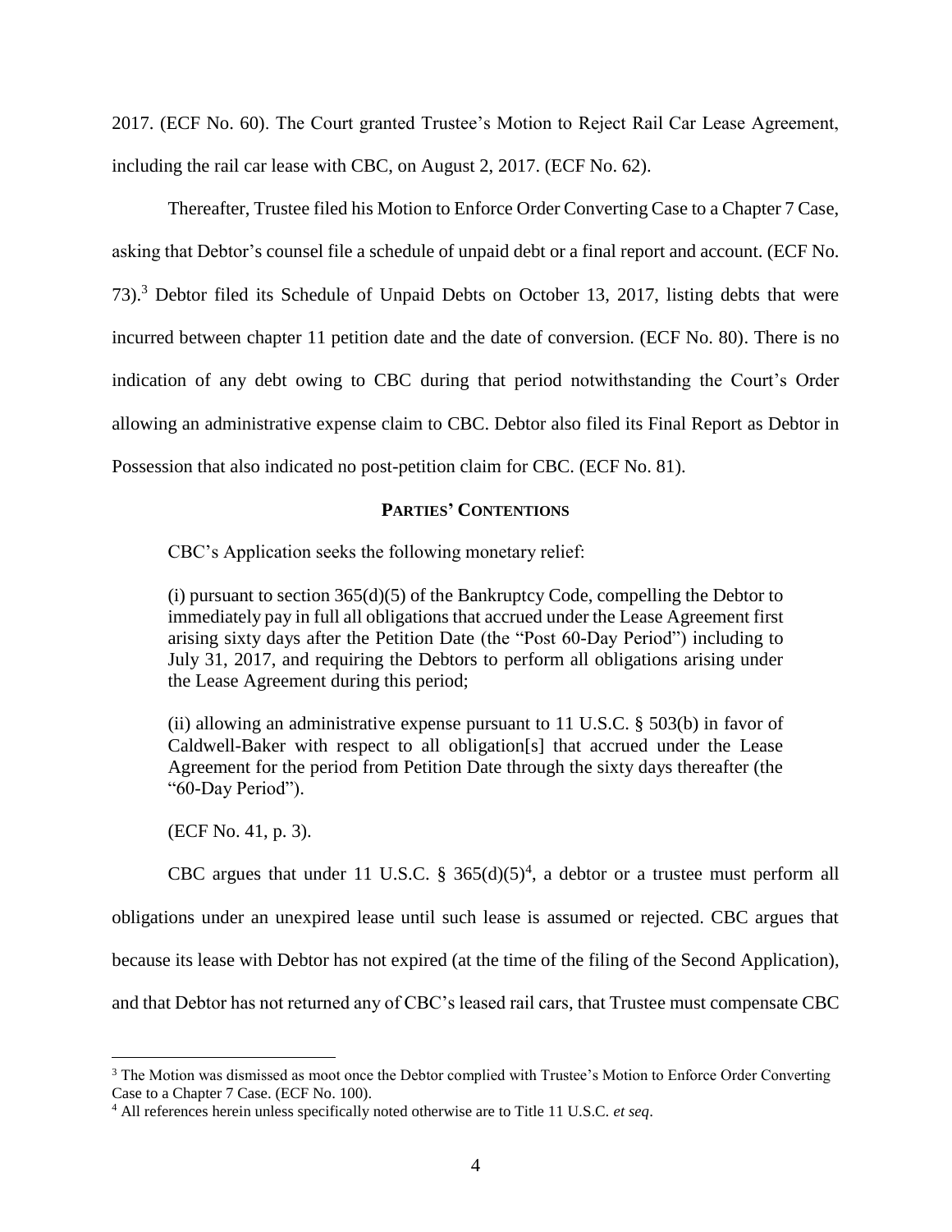2017. (ECF No. 60). The Court granted Trustee's Motion to Reject Rail Car Lease Agreement, including the rail car lease with CBC, on August 2, 2017. (ECF No. 62).

Thereafter, Trustee filed his Motion to Enforce Order Converting Case to a Chapter 7 Case, asking that Debtor's counsel file a schedule of unpaid debt or a final report and account. (ECF No. 73).[3] Debtor filed its Schedule of Unpaid Debts on October 13, 2017, listing debts that were incurred between chapter 11 petition date and the date of conversion. (ECF No. 80). There is no indication of any debt owing to CBC during that period notwithstanding the Court's Order allowing an administrative expense claim to CBC. Debtor also filed its Final Report as Debtor in Possession that also indicated no post-petition claim for CBC. (ECF No. 81).

## PARTIES' CONTENTIONS

CBC's Application seeks the following monetary relief:

> (i) pursuant to section 365(d)(5) of the Bankruptcy Code, compelling the Debtor to immediately pay in full all obligations that accrued under the Lease Agreement first arising sixty days after the Petition Date (the "Post 60-Day Period") including to July 31, 2017, and requiring the Debtors to perform all obligations arising under the Lease Agreement during this period;
>
> (ii) allowing an administrative expense pursuant to 11 U.S.C. § 503(b) in favor of Caldwell-Baker with respect to all obligation[s] that accrued under the Lease Agreement for the period from Petition Date through the sixty days thereafter (the "60-Day Period").
>
> (ECF No. 41, p. 3).

CBC argues that under 11 U.S.C. § 365(d)(5)[4], a debtor or a trustee must perform all obligations under an unexpired lease until such lease is assumed or rejected. CBC argues that because its lease with Debtor has not expired (at the time of the filing of the Second Application), and that Debtor has not returned any of CBC's leased rail cars, that Trustee must compensate CBC

---

[3] The Motion was dismissed as moot once the Debtor complied with Trustee's Motion to Enforce Order Converting Case to a Chapter 7 Case. (ECF No. 100).

[4] All references herein unless specifically noted otherwise are to Title 11 U.S.C. *et seq*.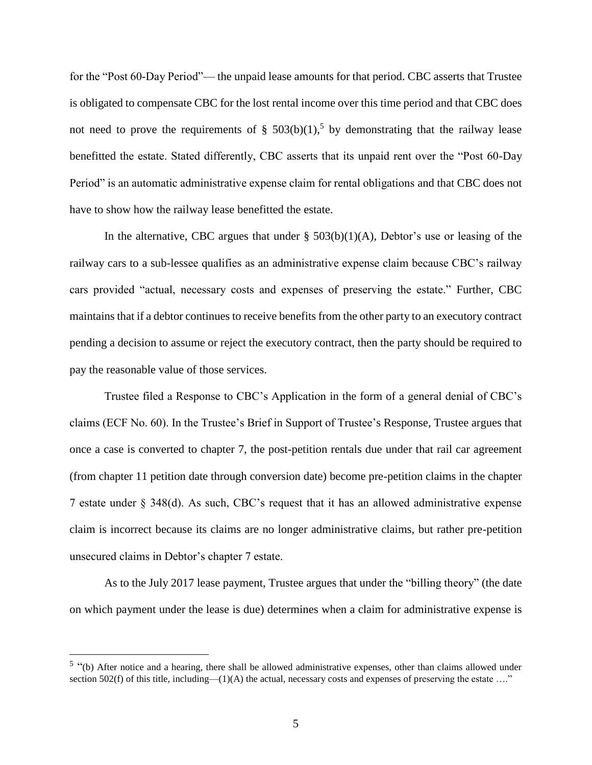for the "Post 60-Day Period"— the unpaid lease amounts for that period. CBC asserts that Trustee is obligated to compensate CBC for the lost rental income over this time period and that CBC does not need to prove the requirements of § 503(b)(1),[5] by demonstrating that the railway lease benefitted the estate. Stated differently, CBC asserts that its unpaid rent over the "Post 60-Day Period" is an automatic administrative expense claim for rental obligations and that CBC does not have to show how the railway lease benefitted the estate.

In the alternative, CBC argues that under § 503(b)(1)(A), Debtor's use or leasing of the railway cars to a sub-lessee qualifies as an administrative expense claim because CBC's railway cars provided "actual, necessary costs and expenses of preserving the estate." Further, CBC maintains that if a debtor continues to receive benefits from the other party to an executory contract pending a decision to assume or reject the executory contract, then the party should be required to pay the reasonable value of those services.

Trustee filed a Response to CBC's Application in the form of a general denial of CBC's claims (ECF No. 60). In the Trustee's Brief in Support of Trustee's Response, Trustee argues that once a case is converted to chapter 7, the post-petition rentals due under that rail car agreement (from chapter 11 petition date through conversion date) become pre-petition claims in the chapter 7 estate under § 348(d). As such, CBC's request that it has an allowed administrative expense claim is incorrect because its claims are no longer administrative claims, but rather pre-petition unsecured claims in Debtor's chapter 7 estate.

As to the July 2017 lease payment, Trustee argues that under the "billing theory" (the date on which payment under the lease is due) determines when a claim for administrative expense is

---

[5] "(b) After notice and a hearing, there shall be allowed administrative expenses, other than claims allowed under section 502(f) of this title, including—(1)(A) the actual, necessary costs and expenses of preserving the estate …."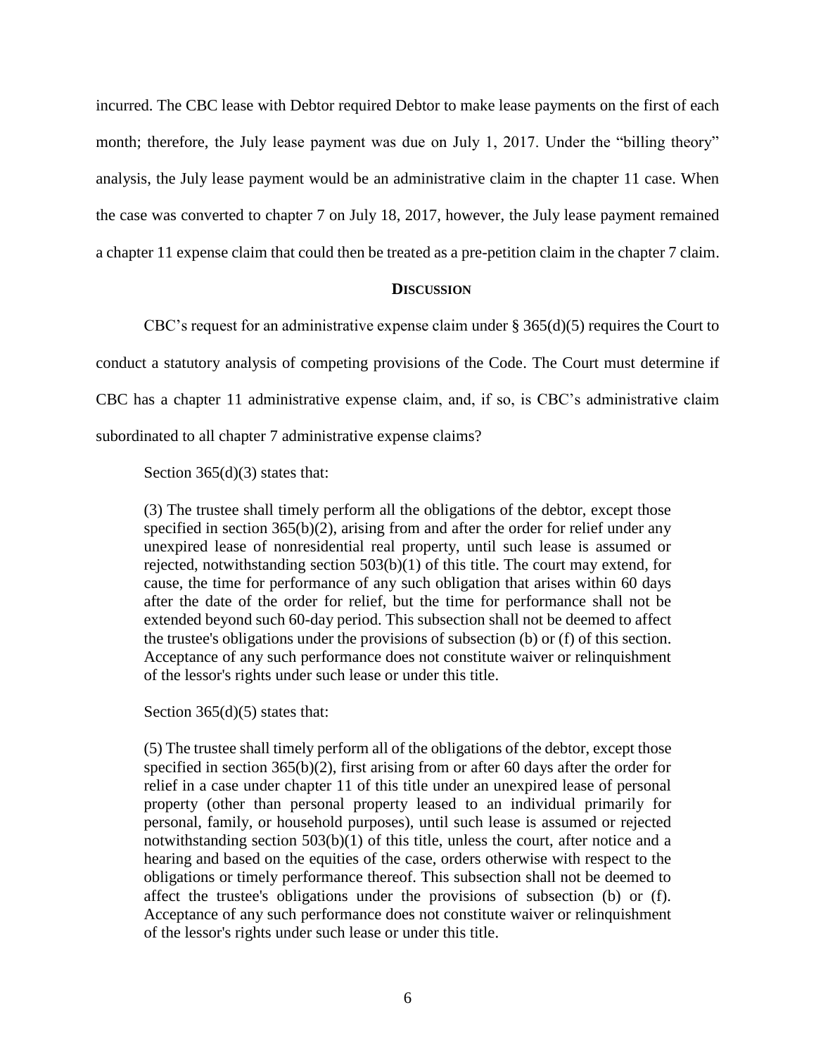incurred. The CBC lease with Debtor required Debtor to make lease payments on the first of each month; therefore, the July lease payment was due on July 1, 2017. Under the "billing theory" analysis, the July lease payment would be an administrative claim in the chapter 11 case. When the case was converted to chapter 7 on July 18, 2017, however, the July lease payment remained a chapter 11 expense claim that could then be treated as a pre-petition claim in the chapter 7 claim.

## DISCUSSION

CBC's request for an administrative expense claim under § 365(d)(5) requires the Court to conduct a statutory analysis of competing provisions of the Code. The Court must determine if CBC has a chapter 11 administrative expense claim, and, if so, is CBC's administrative claim subordinated to all chapter 7 administrative expense claims?

Section 365(d)(3) states that:

> (3) The trustee shall timely perform all the obligations of the debtor, except those specified in section 365(b)(2), arising from and after the order for relief under any unexpired lease of nonresidential real property, until such lease is assumed or rejected, notwithstanding section 503(b)(1) of this title. The court may extend, for cause, the time for performance of any such obligation that arises within 60 days after the date of the order for relief, but the time for performance shall not be extended beyond such 60-day period. This subsection shall not be deemed to affect the trustee's obligations under the provisions of subsection (b) or (f) of this section. Acceptance of any such performance does not constitute waiver or relinquishment of the lessor's rights under such lease or under this title.

Section 365(d)(5) states that:

> (5) The trustee shall timely perform all of the obligations of the debtor, except those specified in section 365(b)(2), first arising from or after 60 days after the order for relief in a case under chapter 11 of this title under an unexpired lease of personal property (other than personal property leased to an individual primarily for personal, family, or household purposes), until such lease is assumed or rejected notwithstanding section 503(b)(1) of this title, unless the court, after notice and a hearing and based on the equities of the case, orders otherwise with respect to the obligations or timely performance thereof. This subsection shall not be deemed to affect the trustee's obligations under the provisions of subsection (b) or (f). Acceptance of any such performance does not constitute waiver or relinquishment of the lessor's rights under such lease or under this title.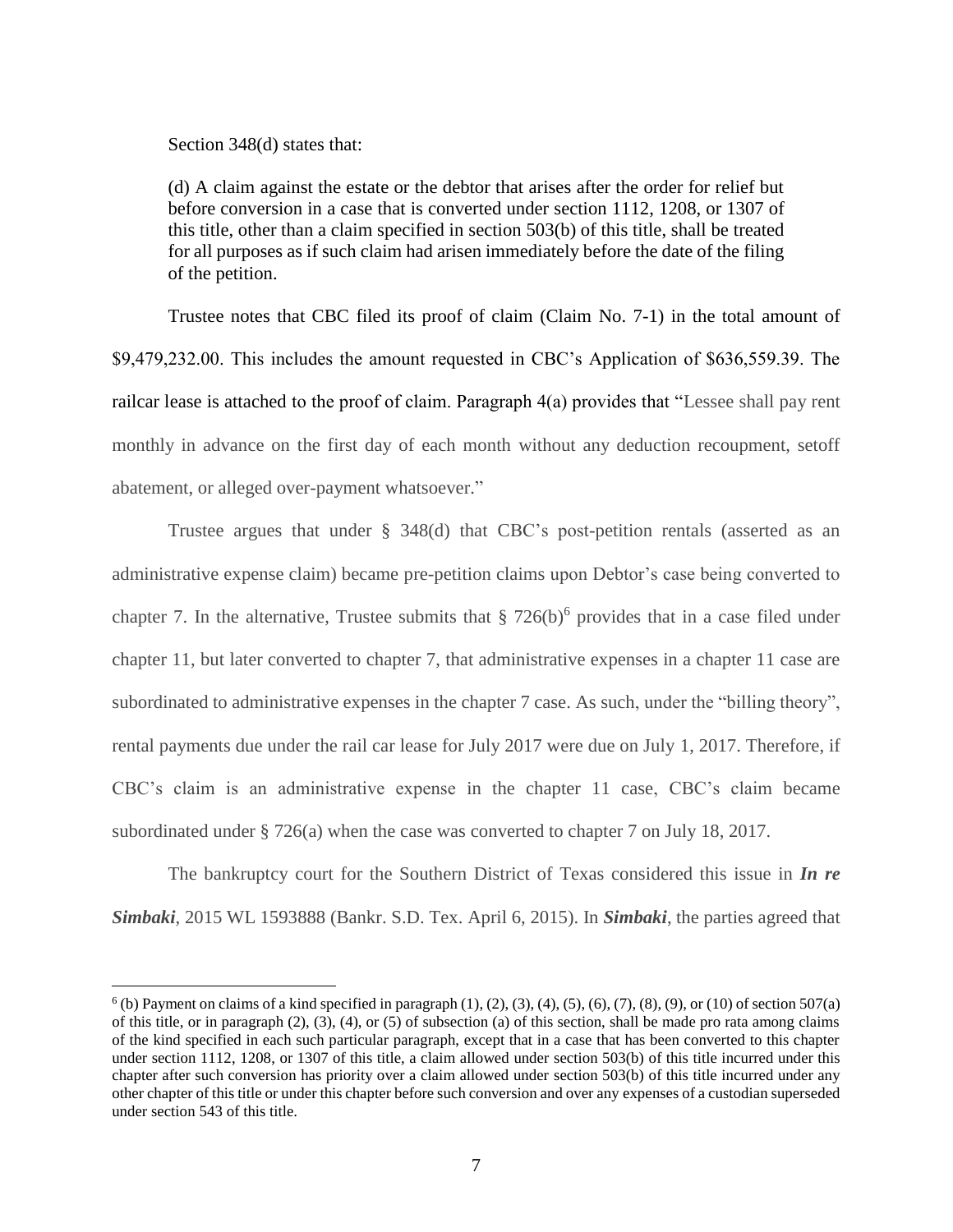Section 348(d) states that:

> (d) A claim against the estate or the debtor that arises after the order for relief but before conversion in a case that is converted under section 1112, 1208, or 1307 of this title, other than a claim specified in section 503(b) of this title, shall be treated for all purposes as if such claim had arisen immediately before the date of the filing of the petition.

Trustee notes that CBC filed its proof of claim (Claim No. 7-1) in the total amount of $9,479,232.00. This includes the amount requested in CBC's Application of $636,559.39. The railcar lease is attached to the proof of claim. Paragraph 4(a) provides that "Lessee shall pay rent monthly in advance on the first day of each month without any deduction recoupment, setoff abatement, or alleged over-payment whatsoever."

Trustee argues that under § 348(d) that CBC's post-petition rentals (asserted as an administrative expense claim) became pre-petition claims upon Debtor's case being converted to chapter 7. In the alternative, Trustee submits that § 726(b)[6] provides that in a case filed under chapter 11, but later converted to chapter 7, that administrative expenses in a chapter 11 case are subordinated to administrative expenses in the chapter 7 case. As such, under the "billing theory", rental payments due under the rail car lease for July 2017 were due on July 1, 2017. Therefore, if CBC's claim is an administrative expense in the chapter 11 case, CBC's claim became subordinated under § 726(a) when the case was converted to chapter 7 on July 18, 2017.

The bankruptcy court for the Southern District of Texas considered this issue in ***In re Simbaki***, 2015 WL 1593888 (Bankr. S.D. Tex. April 6, 2015). In ***Simbaki***, the parties agreed that

---

[6] (b) Payment on claims of a kind specified in paragraph (1), (2), (3), (4), (5), (6), (7), (8), (9), or (10) of section 507(a) of this title, or in paragraph (2), (3), (4), or (5) of subsection (a) of this section, shall be made pro rata among claims of the kind specified in each such particular paragraph, except that in a case that has been converted to this chapter under section 1112, 1208, or 1307 of this title, a claim allowed under section 503(b) of this title incurred under this chapter after such conversion has priority over a claim allowed under section 503(b) of this title incurred under any other chapter of this title or under this chapter before such conversion and over any expenses of a custodian superseded under section 543 of this title.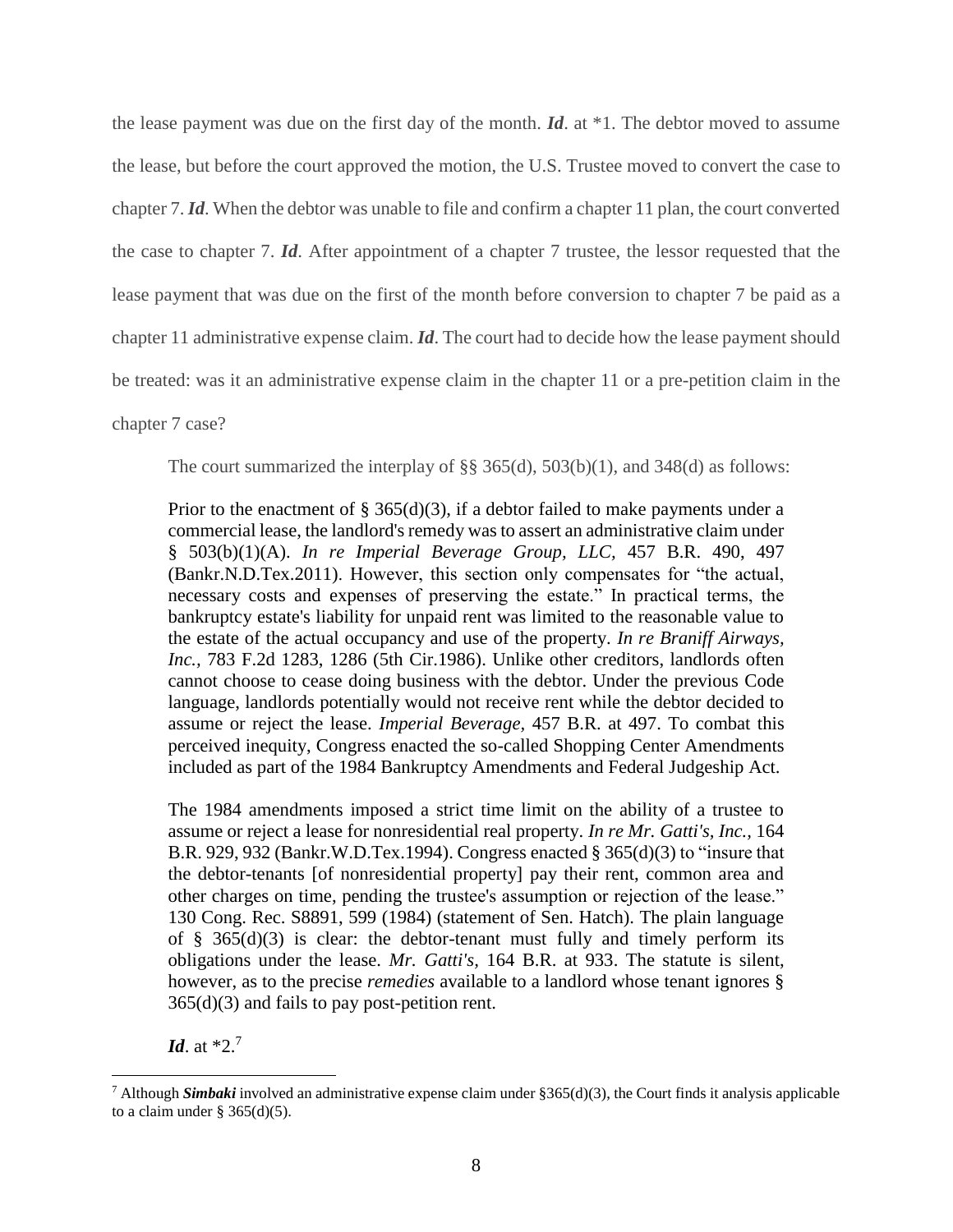the lease payment was due on the first day of the month. ***Id***. at *1. The debtor moved to assume the lease, but before the court approved the motion, the U.S. Trustee moved to convert the case to chapter 7. ***Id***. When the debtor was unable to file and confirm a chapter 11 plan, the court converted the case to chapter 7. ***Id***. After appointment of a chapter 7 trustee, the lessor requested that the lease payment that was due on the first of the month before conversion to chapter 7 be paid as a chapter 11 administrative expense claim. ***Id***. The court had to decide how the lease payment should be treated: was it an administrative expense claim in the chapter 11 or a pre-petition claim in the chapter 7 case?

> The court summarized the interplay of §§ 365(d), 503(b)(1), and 348(d) as follows:
>
> Prior to the enactment of § 365(d)(3), if a debtor failed to make payments under a commercial lease, the landlord's remedy was to assert an administrative claim under § 503(b)(1)(A). *In re Imperial Beverage Group, LLC,* 457 B.R. 490, 497 (Bankr.N.D.Tex.2011). However, this section only compensates for "the actual, necessary costs and expenses of preserving the estate." In practical terms, the bankruptcy estate's liability for unpaid rent was limited to the reasonable value to the estate of the actual occupancy and use of the property. *In re Braniff Airways, Inc.,* 783 F.2d 1283, 1286 (5th Cir.1986). Unlike other creditors, landlords often cannot choose to cease doing business with the debtor. Under the previous Code language, landlords potentially would not receive rent while the debtor decided to assume or reject the lease. *Imperial Beverage,* 457 B.R. at 497. To combat this perceived inequity, Congress enacted the so-called Shopping Center Amendments included as part of the 1984 Bankruptcy Amendments and Federal Judgeship Act.
>
> The 1984 amendments imposed a strict time limit on the ability of a trustee to assume or reject a lease for nonresidential real property. *In re Mr. Gatti's, Inc.,* 164 B.R. 929, 932 (Bankr.W.D.Tex.1994). Congress enacted § 365(d)(3) to "insure that the debtor-tenants [of nonresidential property] pay their rent, common area and other charges on time, pending the trustee's assumption or rejection of the lease." 130 Cong. Rec. S8891, 599 (1984) (statement of Sen. Hatch). The plain language of § 365(d)(3) is clear: the debtor-tenant must fully and timely perform its obligations under the lease. *Mr. Gatti's,* 164 B.R. at 933. The statute is silent, however, as to the precise *remedies* available to a landlord whose tenant ignores § 365(d)(3) and fails to pay post-petition rent.
>
> ***Id***. at *2.[7]

[7] Although ***Simbaki*** involved an administrative expense claim under §365(d)(3), the Court finds it analysis applicable to a claim under § 365(d)(5).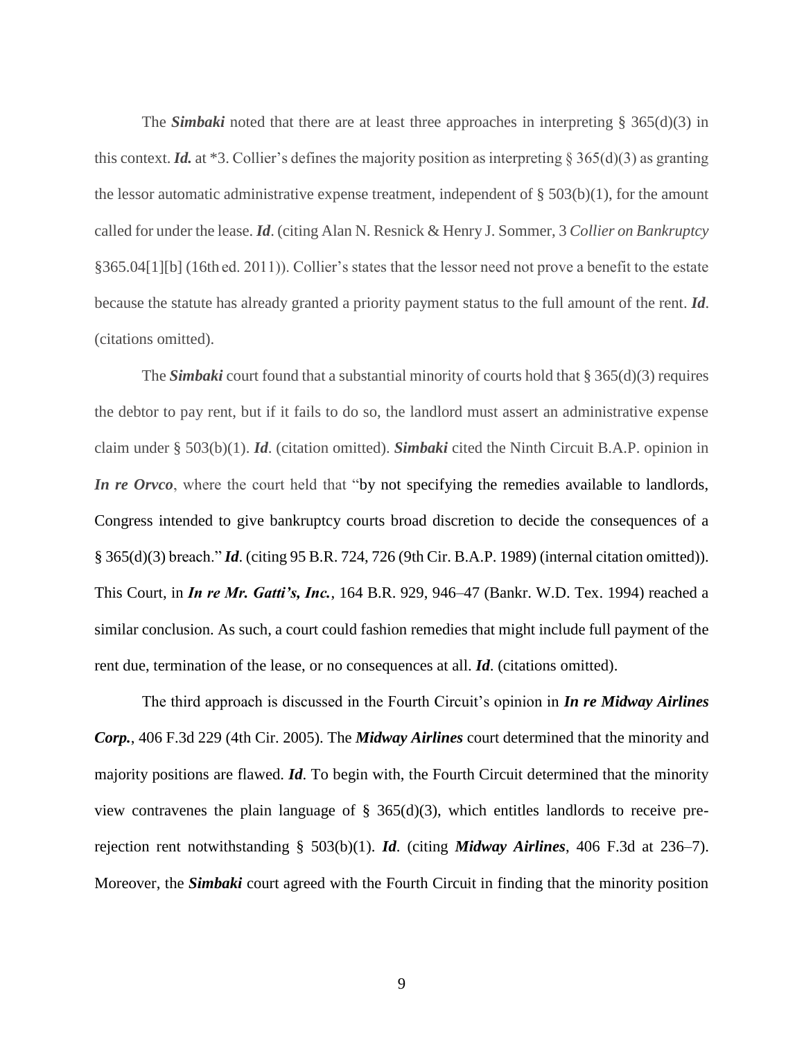The ***Simbaki*** noted that there are at least three approaches in interpreting § 365(d)(3) in this context. ***Id.*** at *3. Collier's defines the majority position as interpreting § 365(d)(3) as granting the lessor automatic administrative expense treatment, independent of § 503(b)(1), for the amount called for under the lease. ***Id***. (citing Alan N. Resnick & Henry J. Sommer, 3 *Collier on Bankruptcy* §365.04[1][b] (16th ed. 2011)). Collier's states that the lessor need not prove a benefit to the estate because the statute has already granted a priority payment status to the full amount of the rent. ***Id***. (citations omitted).

The ***Simbaki*** court found that a substantial minority of courts hold that § 365(d)(3) requires the debtor to pay rent, but if it fails to do so, the landlord must assert an administrative expense claim under § 503(b)(1). ***Id***. (citation omitted). ***Simbaki*** cited the Ninth Circuit B.A.P. opinion in ***In re Orvco***, where the court held that "by not specifying the remedies available to landlords, Congress intended to give bankruptcy courts broad discretion to decide the consequences of a § 365(d)(3) breach." ***Id***. (citing 95 B.R. 724, 726 (9th Cir. B.A.P. 1989) (internal citation omitted)). This Court, in ***In re Mr. Gatti's, Inc.***, 164 B.R. 929, 946–47 (Bankr. W.D. Tex. 1994) reached a similar conclusion. As such, a court could fashion remedies that might include full payment of the rent due, termination of the lease, or no consequences at all. ***Id***. (citations omitted).

The third approach is discussed in the Fourth Circuit's opinion in ***In re Midway Airlines Corp.***, 406 F.3d 229 (4th Cir. 2005). The ***Midway Airlines*** court determined that the minority and majority positions are flawed. ***Id***. To begin with, the Fourth Circuit determined that the minority view contravenes the plain language of § 365(d)(3), which entitles landlords to receive pre-rejection rent notwithstanding § 503(b)(1). ***Id***. (citing ***Midway Airlines***, 406 F.3d at 236–7). Moreover, the ***Simbaki*** court agreed with the Fourth Circuit in finding that the minority position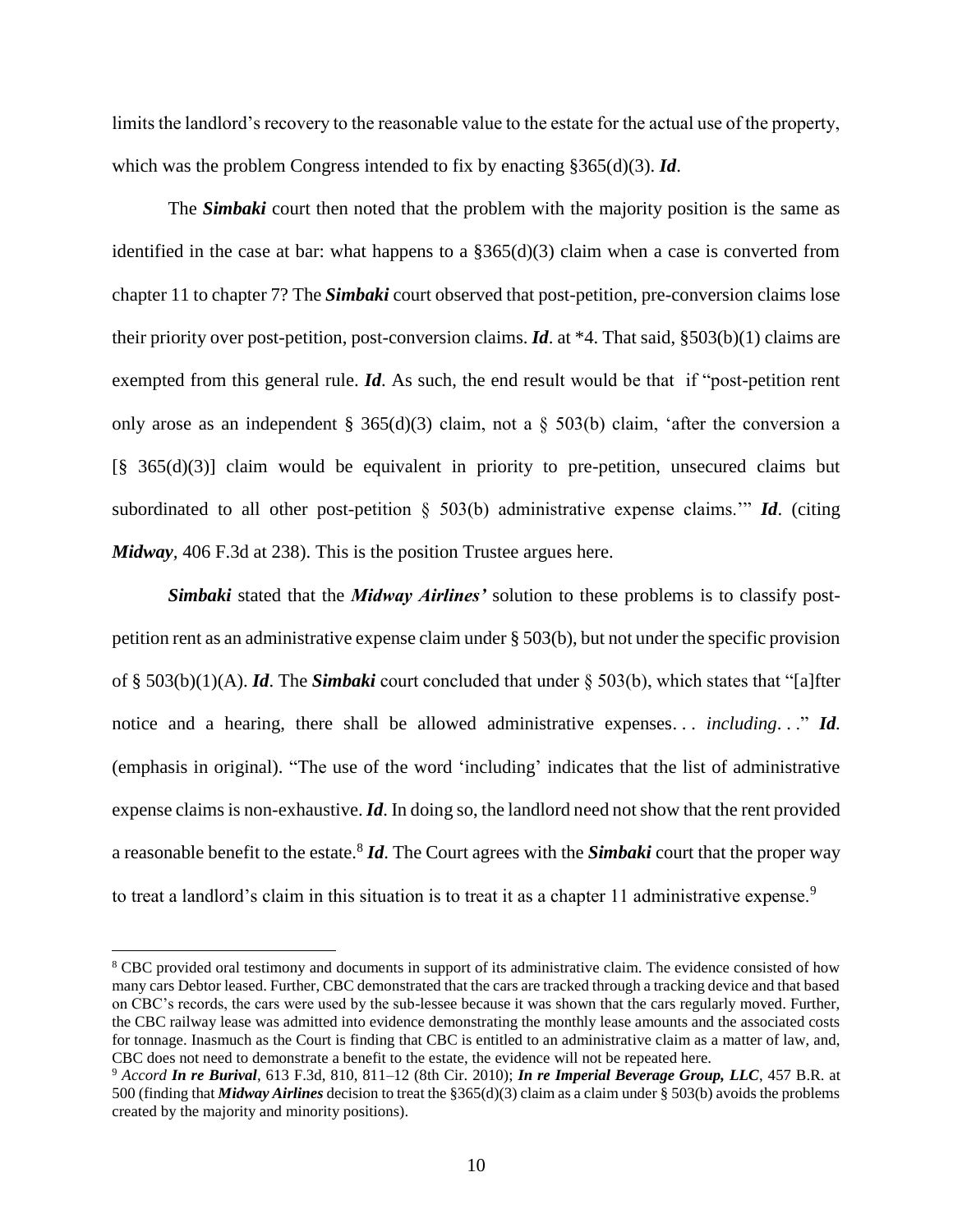limits the landlord's recovery to the reasonable value to the estate for the actual use of the property, which was the problem Congress intended to fix by enacting §365(d)(3). ***Id***.

The ***Simbaki*** court then noted that the problem with the majority position is the same as identified in the case at bar: what happens to a §365(d)(3) claim when a case is converted from chapter 11 to chapter 7? The ***Simbaki*** court observed that post-petition, pre-conversion claims lose their priority over post-petition, post-conversion claims. ***Id***. at *4. That said, §503(b)(1) claims are exempted from this general rule. ***Id***. As such, the end result would be that if "post-petition rent only arose as an independent § 365(d)(3) claim, not a § 503(b) claim, 'after the conversion a [§ 365(d)(3)] claim would be equivalent in priority to pre-petition, unsecured claims but subordinated to all other post-petition § 503(b) administrative expense claims.'" ***Id***. (citing ***Midway***, 406 F.3d at 238). This is the position Trustee argues here.

***Simbaki*** stated that the ***Midway Airlines'*** solution to these problems is to classify post-petition rent as an administrative expense claim under § 503(b), but not under the specific provision of § 503(b)(1)(A). ***Id***. The ***Simbaki*** court concluded that under § 503(b), which states that "[a]fter notice and a hearing, there shall be allowed administrative expenses. . . *including*. . ." ***Id***. (emphasis in original). "The use of the word 'including' indicates that the list of administrative expense claims is non-exhaustive. ***Id***. In doing so, the landlord need not show that the rent provided a reasonable benefit to the estate.[8] ***Id***. The Court agrees with the ***Simbaki*** court that the proper way to treat a landlord's claim in this situation is to treat it as a chapter 11 administrative expense.[9]

---

[8] CBC provided oral testimony and documents in support of its administrative claim. The evidence consisted of how many cars Debtor leased. Further, CBC demonstrated that the cars are tracked through a tracking device and that based on CBC's records, the cars were used by the sub-lessee because it was shown that the cars regularly moved. Further, the CBC railway lease was admitted into evidence demonstrating the monthly lease amounts and the associated costs for tonnage. Inasmuch as the Court is finding that CBC is entitled to an administrative claim as a matter of law, and, CBC does not need to demonstrate a benefit to the estate, the evidence will not be repeated here.

[9] *Accord* ***In re Burival***, 613 F.3d, 810, 811–12 (8th Cir. 2010); ***In re Imperial Beverage Group, LLC***, 457 B.R. at 500 (finding that ***Midway Airlines*** decision to treat the §365(d)(3) claim as a claim under § 503(b) avoids the problems created by the majority and minority positions).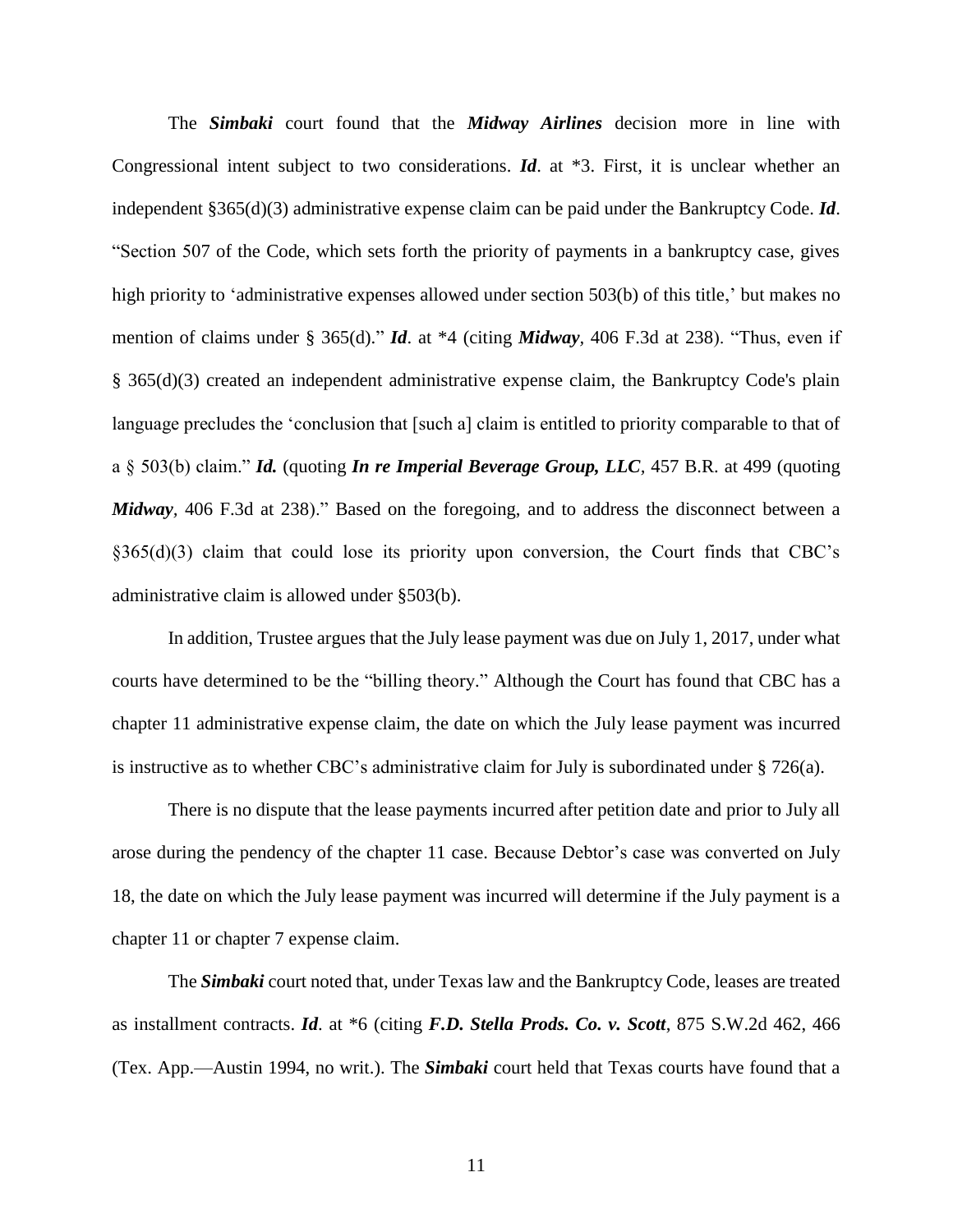The ***Simbaki*** court found that the ***Midway Airlines*** decision more in line with Congressional intent subject to two considerations. ***Id***. at *3. First, it is unclear whether an independent §365(d)(3) administrative expense claim can be paid under the Bankruptcy Code. ***Id***. "Section 507 of the Code, which sets forth the priority of payments in a bankruptcy case, gives high priority to 'administrative expenses allowed under section 503(b) of this title,' but makes no mention of claims under § 365(d)." ***Id***. at *4 (citing ***Midway***, 406 F.3d at 238). "Thus, even if § 365(d)(3) created an independent administrative expense claim, the Bankruptcy Code's plain language precludes the 'conclusion that [such a] claim is entitled to priority comparable to that of a § 503(b) claim." ***Id.*** (quoting ***In re Imperial Beverage Group, LLC***, 457 B.R. at 499 (quoting ***Midway***, 406 F.3d at 238)." Based on the foregoing, and to address the disconnect between a §365(d)(3) claim that could lose its priority upon conversion, the Court finds that CBC's administrative claim is allowed under §503(b).

In addition, Trustee argues that the July lease payment was due on July 1, 2017, under what courts have determined to be the "billing theory." Although the Court has found that CBC has a chapter 11 administrative expense claim, the date on which the July lease payment was incurred is instructive as to whether CBC's administrative claim for July is subordinated under § 726(a).

There is no dispute that the lease payments incurred after petition date and prior to July all arose during the pendency of the chapter 11 case. Because Debtor's case was converted on July 18, the date on which the July lease payment was incurred will determine if the July payment is a chapter 11 or chapter 7 expense claim.

The ***Simbaki*** court noted that, under Texas law and the Bankruptcy Code, leases are treated as installment contracts. ***Id***. at *6 (citing ***F.D. Stella Prods. Co. v. Scott***, 875 S.W.2d 462, 466 (Tex. App.—Austin 1994, no writ.). The ***Simbaki*** court held that Texas courts have found that a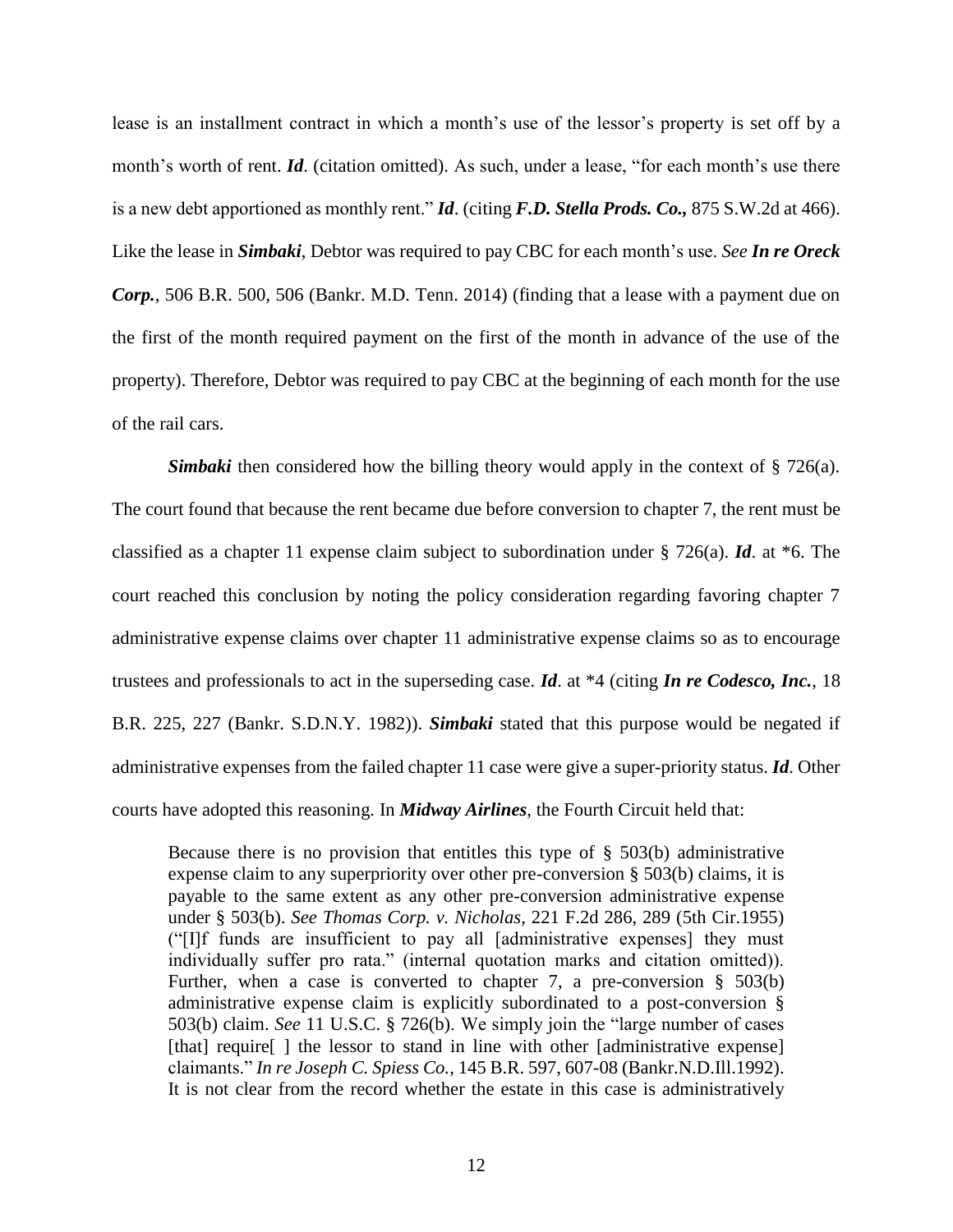lease is an installment contract in which a month's use of the lessor's property is set off by a month's worth of rent. ***Id***. (citation omitted). As such, under a lease, "for each month's use there is a new debt apportioned as monthly rent." ***Id***. (citing ***F.D. Stella Prods. Co.,*** 875 S.W.2d at 466). Like the lease in ***Simbaki***, Debtor was required to pay CBC for each month's use. *See* ***In re Oreck Corp.***, 506 B.R. 500, 506 (Bankr. M.D. Tenn. 2014) (finding that a lease with a payment due on the first of the month required payment on the first of the month in advance of the use of the property). Therefore, Debtor was required to pay CBC at the beginning of each month for the use of the rail cars.

***Simbaki*** then considered how the billing theory would apply in the context of § 726(a). The court found that because the rent became due before conversion to chapter 7, the rent must be classified as a chapter 11 expense claim subject to subordination under § 726(a). ***Id***. at *6. The court reached this conclusion by noting the policy consideration regarding favoring chapter 7 administrative expense claims over chapter 11 administrative expense claims so as to encourage trustees and professionals to act in the superseding case. ***Id***. at *4 (citing ***In re Codesco, Inc.***, 18 B.R. 225, 227 (Bankr. S.D.N.Y. 1982)). ***Simbaki*** stated that this purpose would be negated if administrative expenses from the failed chapter 11 case were give a super-priority status. ***Id***. Other courts have adopted this reasoning. In ***Midway Airlines***, the Fourth Circuit held that:

> Because there is no provision that entitles this type of § 503(b) administrative expense claim to any superpriority over other pre-conversion § 503(b) claims, it is payable to the same extent as any other pre-conversion administrative expense under § 503(b). *See Thomas Corp. v. Nicholas,* 221 F.2d 286, 289 (5th Cir.1955) ("[I]f funds are insufficient to pay all [administrative expenses] they must individually suffer pro rata." (internal quotation marks and citation omitted)). Further, when a case is converted to chapter 7, a pre-conversion § 503(b) administrative expense claim is explicitly subordinated to a post-conversion § 503(b) claim. *See* 11 U.S.C. § 726(b). We simply join the "large number of cases [that] require[ ] the lessor to stand in line with other [administrative expense] claimants." *In re Joseph C. Spiess Co.,* 145 B.R. 597, 607-08 (Bankr.N.D.Ill.1992). It is not clear from the record whether the estate in this case is administratively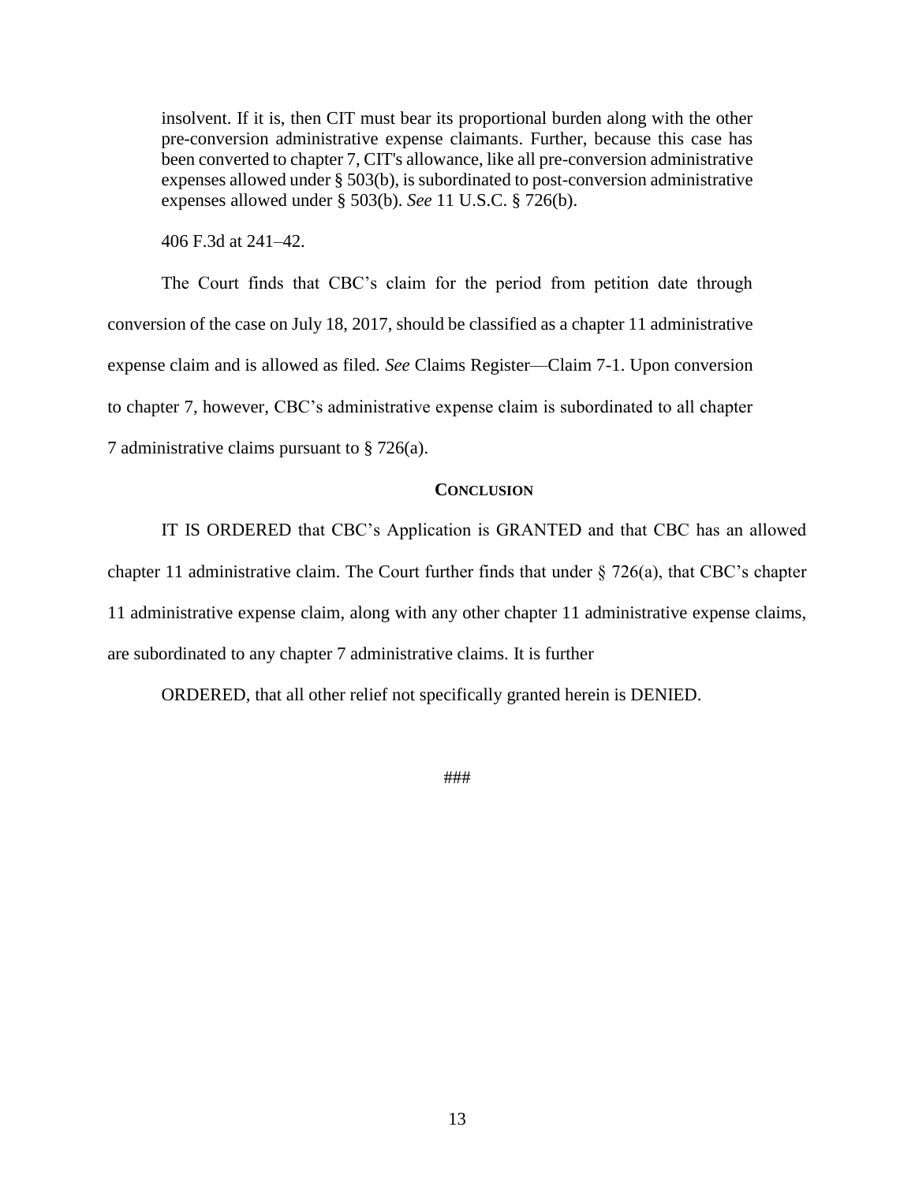> insolvent. If it is, then CIT must bear its proportional burden along with the other pre-conversion administrative expense claimants. Further, because this case has been converted to chapter 7, CIT's allowance, like all pre-conversion administrative expenses allowed under § 503(b), is subordinated to post-conversion administrative expenses allowed under § 503(b). *See* 11 U.S.C. § 726(b).
>
> 406 F.3d at 241–42.

The Court finds that CBC's claim for the period from petition date through conversion of the case on July 18, 2017, should be classified as a chapter 11 administrative expense claim and is allowed as filed. *See* Claims Register—Claim 7-1. Upon conversion to chapter 7, however, CBC's administrative expense claim is subordinated to all chapter 7 administrative claims pursuant to § 726(a).

## CONCLUSION

IT IS ORDERED that CBC's Application is GRANTED and that CBC has an allowed chapter 11 administrative claim. The Court further finds that under § 726(a), that CBC's chapter 11 administrative expense claim, along with any other chapter 11 administrative expense claims, are subordinated to any chapter 7 administrative claims. It is further

ORDERED, that all other relief not specifically granted herein is DENIED.

###